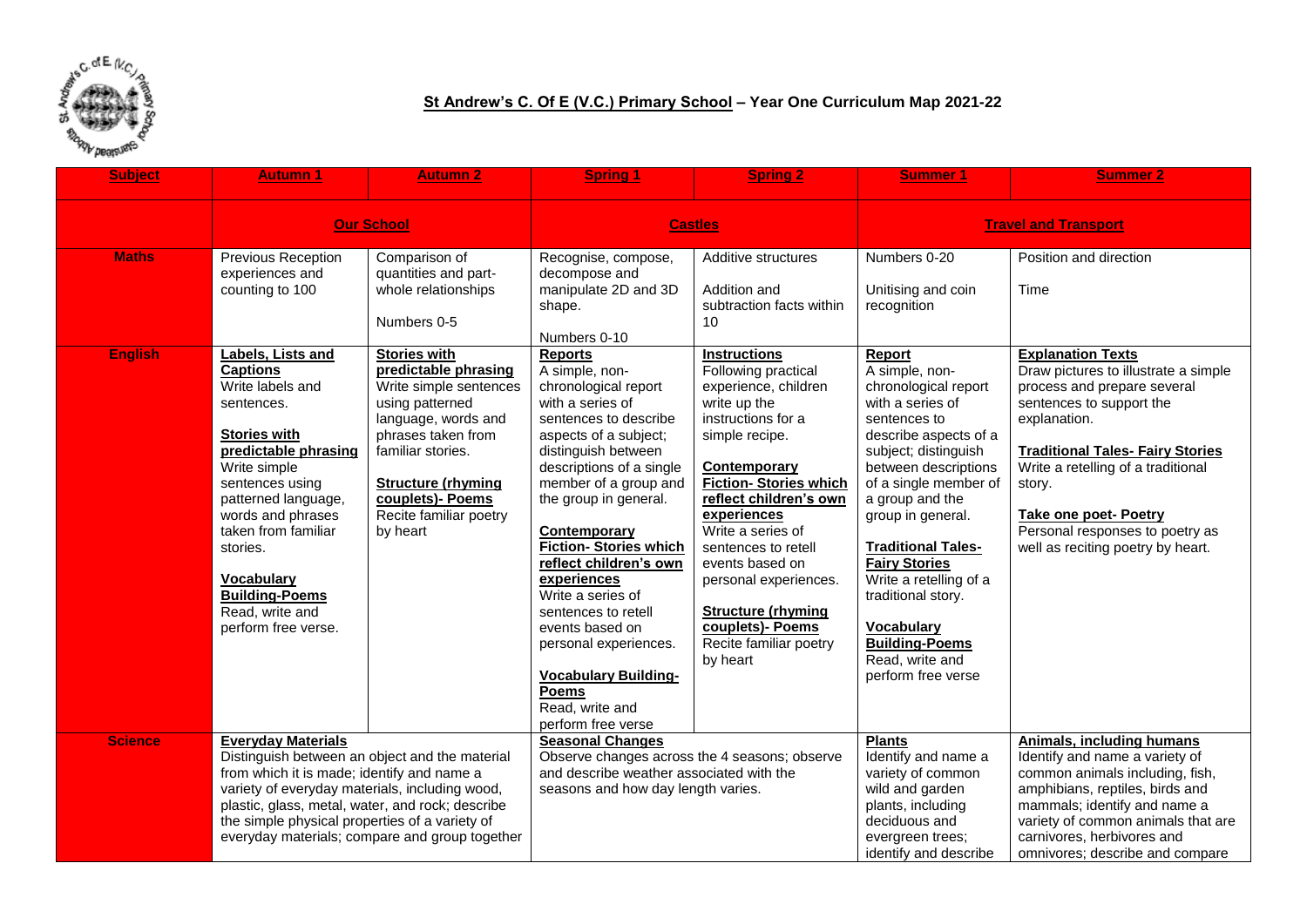# St Andrew's C. Of E (V.C.) Primary School – Year One Curriculum Map 2021-22

| Subject | Autumn 1 | Autumn 2 | Spring 1 | Spring 2 | Summer 1 | Summer 2 |
|---|---|---|---|---|---|---|
| | **Our School** | | **Castles** | | **Travel and Transport** | |
| **Maths** | Previous Reception experiences and counting to 100 | Comparison of quantities and part-whole relationships<br><br>Numbers 0-5 | Recognise, compose, decompose and manipulate 2D and 3D shape.<br><br>Numbers 0-10 | Additive structures<br><br>Addition and subtraction facts within 10 | Numbers 0-20<br><br>Unitising and coin recognition | Position and direction<br><br>Time |
| **English** | **Labels, Lists and Captions**<br>Write labels and sentences.<br><br>**Stories with predictable phrasing**<br>Write simple sentences using patterned language, words and phrases taken from familiar stories.<br><br>**Vocabulary Building-Poems**<br>Read, write and perform free verse. | **Stories with predictable phrasing**<br>Write simple sentences using patterned language, words and phrases taken from familiar stories.<br><br>**Structure (rhyming couplets)- Poems**<br>Recite familiar poetry by heart | **Reports**<br>A simple, non-chronological report with a series of sentences to describe aspects of a subject; distinguish between descriptions of a single member of a group and the group in general.<br><br>**Contemporary Fiction- Stories which reflect children's own experiences**<br>Write a series of sentences to retell events based on personal experiences.<br><br>**Vocabulary Building-Poems**<br>Read, write and perform free verse | **Instructions**<br>Following practical experience, children write up the instructions for a simple recipe.<br><br>**Contemporary Fiction- Stories which reflect children's own experiences**<br>Write a series of sentences to retell events based on personal experiences.<br><br>**Structure (rhyming couplets)- Poems**<br>Recite familiar poetry by heart | **Report**<br>A simple, non-chronological report with a series of sentences to describe aspects of a subject; distinguish between descriptions of a single member of a group and the group in general.<br><br>**Traditional Tales-Fairy Stories**<br>Write a retelling of a traditional story.<br><br>**Vocabulary Building-Poems**<br>Read, write and perform free verse | **Explanation Texts**<br>Draw pictures to illustrate a simple process and prepare several sentences to support the explanation.<br><br>**Traditional Tales- Fairy Stories**<br>Write a retelling of a traditional story.<br><br>**Take one poet- Poetry**<br>Personal responses to poetry as well as reciting poetry by heart. |
| **Science** | **Everyday Materials**<br>Distinguish between an object and the material from which it is made; identify and name a variety of everyday materials, including wood, plastic, glass, metal, water, and rock; describe the simple physical properties of a variety of everyday materials; compare and group together | | **Seasonal Changes**<br>Observe changes across the 4 seasons; observe and describe weather associated with the seasons and how day length varies. | | **Plants**<br>Identify and name a variety of common wild and garden plants, including deciduous and evergreen trees; identify and describe | **Animals, including humans**<br>Identify and name a variety of common animals including, fish, amphibians, reptiles, birds and mammals; identify and name a variety of common animals that are carnivores, herbivores and omnivores; describe and compare |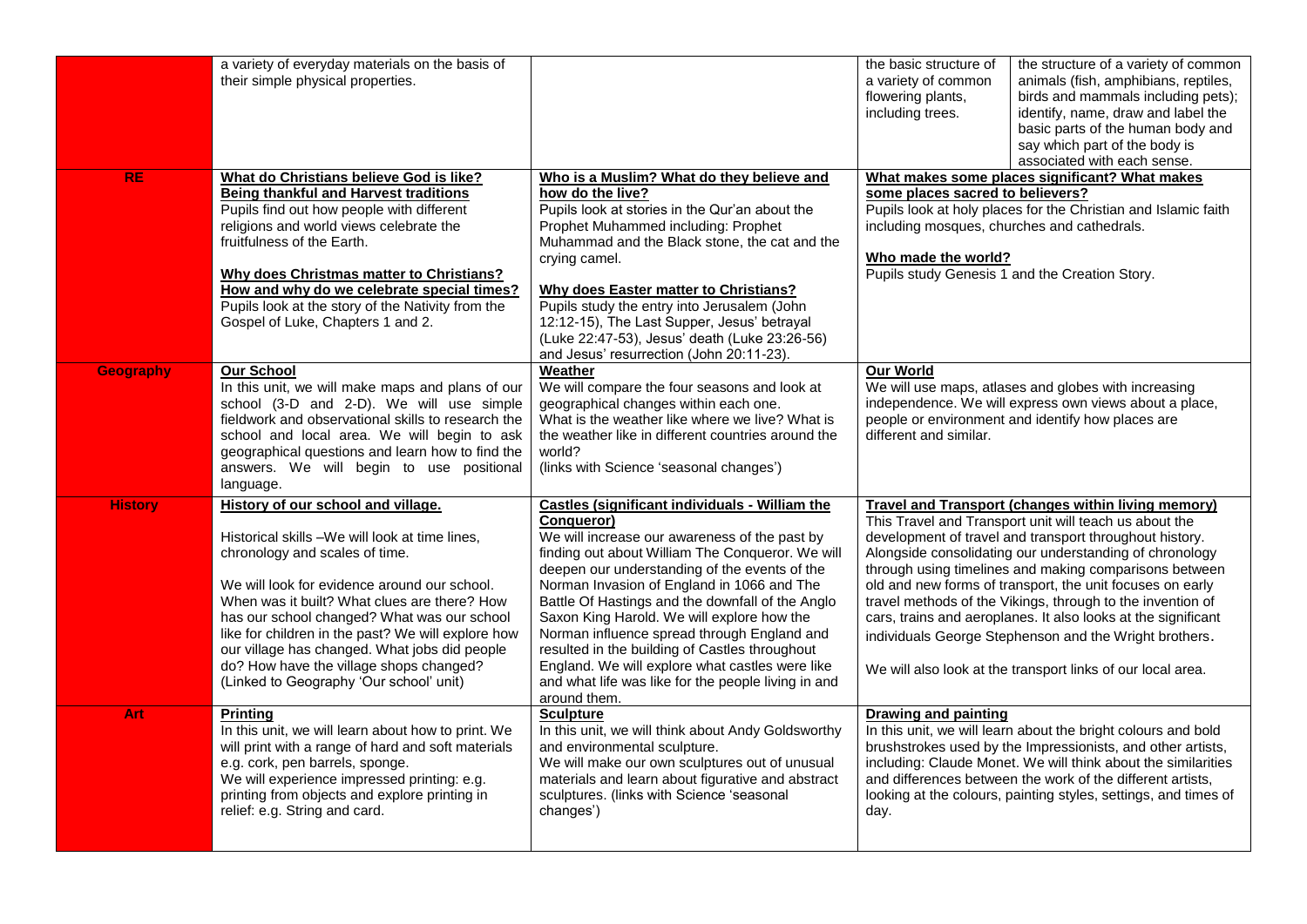| | | | | |
|---|---|---|---|---|
| | a variety of everyday materials on the basis of their simple physical properties. | | the basic structure of a variety of common flowering plants, including trees. | the structure of a variety of common animals (fish, amphibians, reptiles, birds and mammals including pets); identify, name, draw and label the basic parts of the human body and say which part of the body is associated with each sense. |
| **RE** | **What do Christians believe God is like?**<br>**Being thankful and Harvest traditions**<br>Pupils find out how people with different religions and world views celebrate the fruitfulness of the Earth.<br><br>**Why does Christmas matter to Christians?**<br>**How and why do we celebrate special times?**<br>Pupils look at the story of the Nativity from the Gospel of Luke, Chapters 1 and 2. | **Who is a Muslim? What do they believe and how do the live?**<br>Pupils look at stories in the Qur'an about the Prophet Muhammed including: Prophet Muhammad and the Black stone, the cat and the crying camel.<br><br>**Why does Easter matter to Christians?**<br>Pupils study the entry into Jerusalem (John 12:12-15), The Last Supper, Jesus' betrayal (Luke 22:47-53), Jesus' death (Luke 23:26-56) and Jesus' resurrection (John 20:11-23). | **What makes some places significant? What makes some places sacred to believers?**<br>Pupils look at holy places for the Christian and Islamic faith including mosques, churches and cathedrals.<br><br>**Who made the world?**<br>Pupils study Genesis 1 and the Creation Story. | |
| **Geography** | **Our School**<br>In this unit, we will make maps and plans of our school (3-D and 2-D). We will use simple fieldwork and observational skills to research the school and local area. We will begin to ask geographical questions and learn how to find the answers. We will begin to use positional language. | **Weather**<br>We will compare the four seasons and look at geographical changes within each one.<br>What is the weather like where we live? What is the weather like in different countries around the world?<br>(links with Science 'seasonal changes') | **Our World**<br>We will use maps, atlases and globes with increasing independence. We will express own views about a place, people or environment and identify how places are different and similar. | |
| **History** | **History of our school and village.**<br><br>Historical skills –We will look at time lines, chronology and scales of time.<br><br>We will look for evidence around our school. When was it built? What clues are there? How has our school changed? What was our school like for children in the past? We will explore how our village has changed. What jobs did people do? How have the village shops changed? (Linked to Geography 'Our school' unit) | **Castles (significant individuals - William the Conqueror)**<br>We will increase our awareness of the past by finding out about William The Conqueror. We will deepen our understanding of the events of the Norman Invasion of England in 1066 and The Battle Of Hastings and the downfall of the Anglo Saxon King Harold. We will explore how the Norman influence spread through England and resulted in the building of Castles throughout England. We will explore what castles were like and what life was like for the people living in and around them. | **Travel and Transport (changes within living memory)**<br>This Travel and Transport unit will teach us about the development of travel and transport throughout history. Alongside consolidating our understanding of chronology through using timelines and making comparisons between old and new forms of transport, the unit focuses on early travel methods of the Vikings, through to the invention of cars, trains and aeroplanes. It also looks at the significant individuals George Stephenson and the Wright brothers.<br><br>We will also look at the transport links of our local area. | |
| **Art** | **Printing**<br>In this unit, we will learn about how to print. We will print with a range of hard and soft materials e.g. cork, pen barrels, sponge.<br>We will experience impressed printing: e.g. printing from objects and explore printing in relief: e.g. String and card. | **Sculpture**<br>In this unit, we will think about Andy Goldsworthy and environmental sculpture.<br>We will make our own sculptures out of unusual materials and learn about figurative and abstract sculptures. (links with Science 'seasonal changes') | **Drawing and painting**<br>In this unit, we will learn about the bright colours and bold brushstrokes used by the Impressionists, and other artists, including: Claude Monet. We will think about the similarities and differences between the work of the different artists, looking at the colours, painting styles, settings, and times of day. | |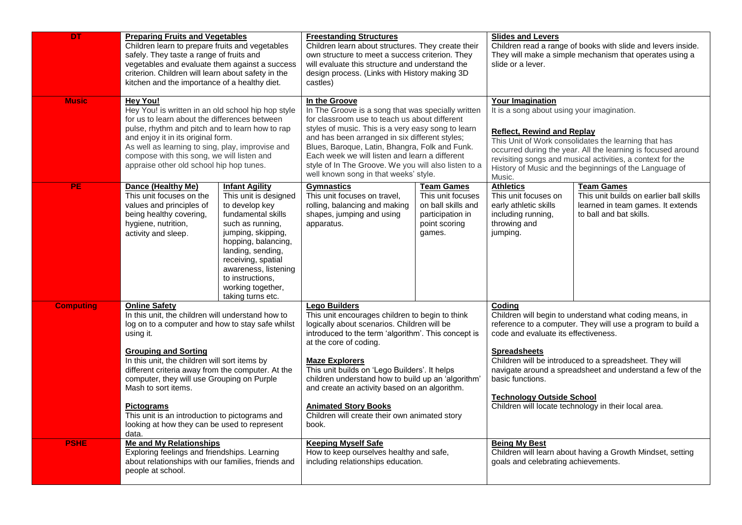| | | | | | | |
|---|---|---|---|---|---|---|
| **DT** | **Preparing Fruits and Vegetables**<br>Children learn to prepare fruits and vegetables safely. They taste a range of fruits and vegetables and evaluate them against a success criterion. Children will learn about safety in the kitchen and the importance of a healthy diet. | | **Freestanding Structures**<br>Children learn about structures. They create their own structure to meet a success criterion. They will evaluate this structure and understand the design process. (Links with History making 3D castles) | | **Slides and Levers**<br>Children read a range of books with slide and levers inside. They will make a simple mechanism that operates using a slide or a lever. | |
| **Music** | **Hey You!**<br>Hey You! is written in an old school hip hop style for us to learn about the differences between pulse, rhythm and pitch and to learn how to rap and enjoy it in its original form.<br>As well as learning to sing, play, improvise and compose with this song, we will listen and appraise other old school hip hop tunes. | | **In the Groove**<br>In The Groove is a song that was specially written for classroom use to teach us about different styles of music. This is a very easy song to learn and has been arranged in six different styles; Blues, Baroque, Latin, Bhangra, Folk and Funk. Each week we will listen and learn a different style of In The Groove. We you will also listen to a well known song in that weeks' style. | | **Your Imagination**<br>It is a song about using your imagination.<br><br>**Reflect, Rewind and Replay**<br>This Unit of Work consolidates the learning that has occurred during the year. All the learning is focused around revisiting songs and musical activities, a context for the History of Music and the beginnings of the Language of Music. | |
| **PE** | **Dance (Healthy Me)**<br>This unit focuses on the values and principles of being healthy covering, hygiene, nutrition, activity and sleep. | **Infant Agility**<br>This unit is designed to develop key fundamental skills such as running, jumping, skipping, hopping, balancing, landing, sending, receiving, spatial awareness, listening to instructions, working together, taking turns etc. | **Gymnastics**<br>This unit focuses on travel, rolling, balancing and making shapes, jumping and using apparatus. | **Team Games**<br>This unit focuses on ball skills and participation in point scoring games. | **Athletics**<br>This unit focuses on early athletic skills including running, throwing and jumping. | **Team Games**<br>This unit builds on earlier ball skills learned in team games. It extends to ball and bat skills. |
| **Computing** | **Online Safety**<br>In this unit, the children will understand how to log on to a computer and how to stay safe whilst using it.<br><br>**Grouping and Sorting**<br>In this unit, the children will sort items by different criteria away from the computer. At the computer, they will use Grouping on Purple Mash to sort items.<br><br>**Pictograms**<br>This unit is an introduction to pictograms and looking at how they can be used to represent data. | | **Lego Builders**<br>This unit encourages children to begin to think logically about scenarios. Children will be introduced to the term 'algorithm'. This concept is at the core of coding.<br><br>**Maze Explorers**<br>This unit builds on 'Lego Builders'. It helps children understand how to build up an 'algorithm' and create an activity based on an algorithm.<br><br>**Animated Story Books**<br>Children will create their own animated story book. | | **Coding**<br>Children will begin to understand what coding means, in reference to a computer. They will use a program to build a code and evaluate its effectiveness.<br><br>**Spreadsheets**<br>Children will be introduced to a spreadsheet. They will navigate around a spreadsheet and understand a few of the basic functions.<br><br>**Technology Outside School**<br>Children will locate technology in their local area. | |
| **PSHE** | **Me and My Relationships**<br>Exploring feelings and friendships. Learning about relationships with our families, friends and people at school. | | **Keeping Myself Safe**<br>How to keep ourselves healthy and safe, including relationships education. | | **Being My Best**<br>Children will learn about having a Growth Mindset, setting goals and celebrating achievements. | |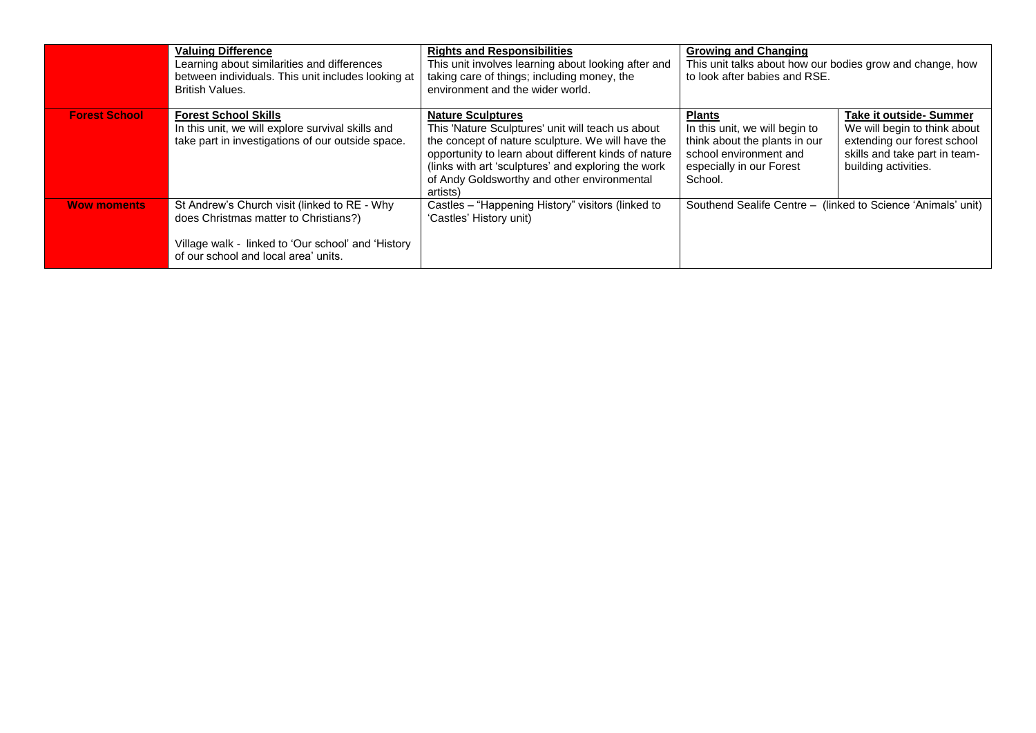| | | | | |
|---|---|---|---|---|
| | **Valuing Difference**<br>Learning about similarities and differences between individuals. This unit includes looking at British Values. | **Rights and Responsibilities**<br>This unit involves learning about looking after and taking care of things; including money, the environment and the wider world. | **Growing and Changing**<br>This unit talks about how our bodies grow and change, how to look after babies and RSE. | |
| **Forest School** | **Forest School Skills**<br>In this unit, we will explore survival skills and take part in investigations of our outside space. | **Nature Sculptures**<br>This 'Nature Sculptures' unit will teach us about the concept of nature sculpture. We will have the opportunity to learn about different kinds of nature (links with art 'sculptures' and exploring the work of Andy Goldsworthy and other environmental artists) | **Plants**<br>In this unit, we will begin to think about the plants in our school environment and especially in our Forest School. | **Take it outside- Summer**<br>We will begin to think about extending our forest school skills and take part in team-building activities. |
| **Wow moments** | St Andrew's Church visit (linked to RE - Why does Christmas matter to Christians?)<br><br>Village walk - linked to 'Our school' and 'History of our school and local area' units. | Castles – "Happening History" visitors (linked to 'Castles' History unit) | Southend Sealife Centre – (linked to Science 'Animals' unit) | |